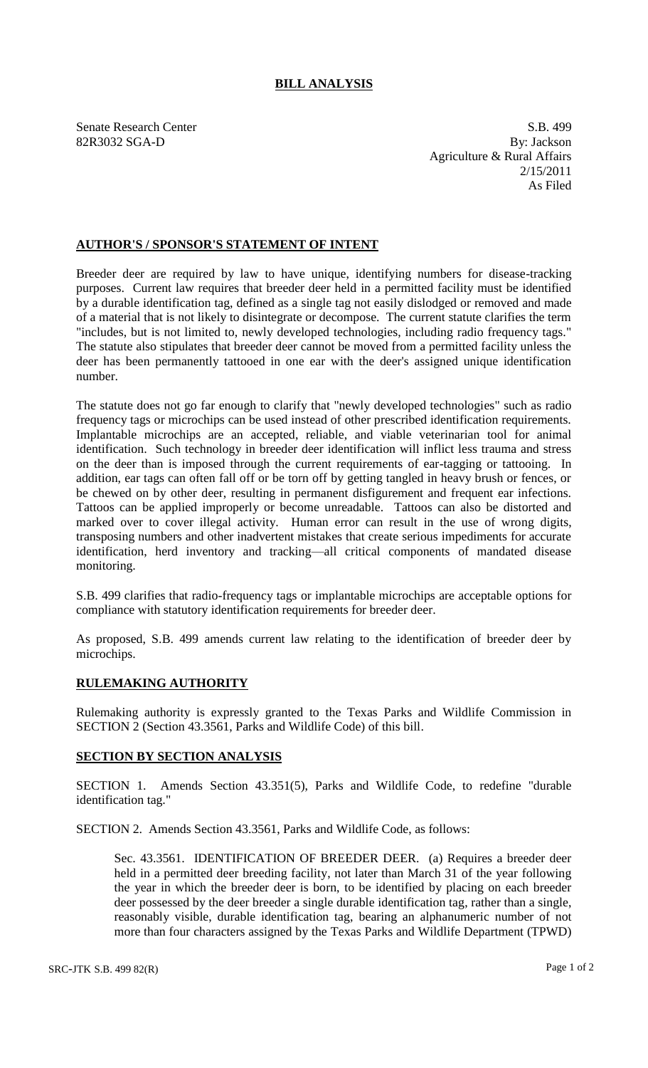# BILL ANALYSIS

Senate Research Center
82R3032 SGA-D

S.B. 499
By: Jackson
Agriculture & Rural Affairs
2/15/2011
As Filed

## AUTHOR'S / SPONSOR'S STATEMENT OF INTENT

Breeder deer are required by law to have unique, identifying numbers for disease-tracking purposes. Current law requires that breeder deer held in a permitted facility must be identified by a durable identification tag, defined as a single tag not easily dislodged or removed and made of a material that is not likely to disintegrate or decompose. The current statute clarifies the term "includes, but is not limited to, newly developed technologies, including radio frequency tags." The statute also stipulates that breeder deer cannot be moved from a permitted facility unless the deer has been permanently tattooed in one ear with the deer's assigned unique identification number.

The statute does not go far enough to clarify that "newly developed technologies" such as radio frequency tags or microchips can be used instead of other prescribed identification requirements. Implantable microchips are an accepted, reliable, and viable veterinarian tool for animal identification. Such technology in breeder deer identification will inflict less trauma and stress on the deer than is imposed through the current requirements of ear-tagging or tattooing. In addition, ear tags can often fall off or be torn off by getting tangled in heavy brush or fences, or be chewed on by other deer, resulting in permanent disfigurement and frequent ear infections. Tattoos can be applied improperly or become unreadable. Tattoos can also be distorted and marked over to cover illegal activity. Human error can result in the use of wrong digits, transposing numbers and other inadvertent mistakes that create serious impediments for accurate identification, herd inventory and tracking—all critical components of mandated disease monitoring.

S.B. 499 clarifies that radio-frequency tags or implantable microchips are acceptable options for compliance with statutory identification requirements for breeder deer.

As proposed, S.B. 499 amends current law relating to the identification of breeder deer by microchips.

## RULEMAKING AUTHORITY

Rulemaking authority is expressly granted to the Texas Parks and Wildlife Commission in SECTION 2 (Section 43.3561, Parks and Wildlife Code) of this bill.

## SECTION BY SECTION ANALYSIS

SECTION 1. Amends Section 43.351(5), Parks and Wildlife Code, to redefine "durable identification tag."

SECTION 2. Amends Section 43.3561, Parks and Wildlife Code, as follows:

Sec. 43.3561. IDENTIFICATION OF BREEDER DEER. (a) Requires a breeder deer held in a permitted deer breeding facility, not later than March 31 of the year following the year in which the breeder deer is born, to be identified by placing on each breeder deer possessed by the deer breeder a single durable identification tag, rather than a single, reasonably visible, durable identification tag, bearing an alphanumeric number of not more than four characters assigned by the Texas Parks and Wildlife Department (TPWD)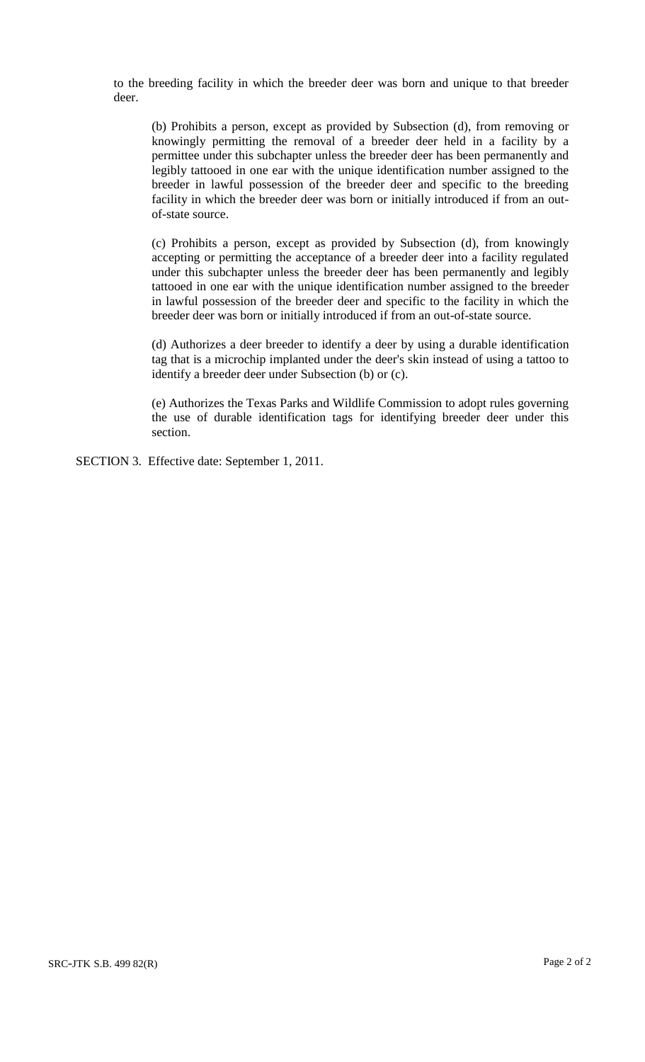to the breeding facility in which the breeder deer was born and unique to that breeder deer.

(b) Prohibits a person, except as provided by Subsection (d), from removing or knowingly permitting the removal of a breeder deer held in a facility by a permittee under this subchapter unless the breeder deer has been permanently and legibly tattooed in one ear with the unique identification number assigned to the breeder in lawful possession of the breeder deer and specific to the breeding facility in which the breeder deer was born or initially introduced if from an out-of-state source.

(c) Prohibits a person, except as provided by Subsection (d), from knowingly accepting or permitting the acceptance of a breeder deer into a facility regulated under this subchapter unless the breeder deer has been permanently and legibly tattooed in one ear with the unique identification number assigned to the breeder in lawful possession of the breeder deer and specific to the facility in which the breeder deer was born or initially introduced if from an out-of-state source.

(d) Authorizes a deer breeder to identify a deer by using a durable identification tag that is a microchip implanted under the deer's skin instead of using a tattoo to identify a breeder deer under Subsection (b) or (c).

(e) Authorizes the Texas Parks and Wildlife Commission to adopt rules governing the use of durable identification tags for identifying breeder deer under this section.

SECTION 3. Effective date: September 1, 2011.

SRC-JTK S.B. 499 82(R)